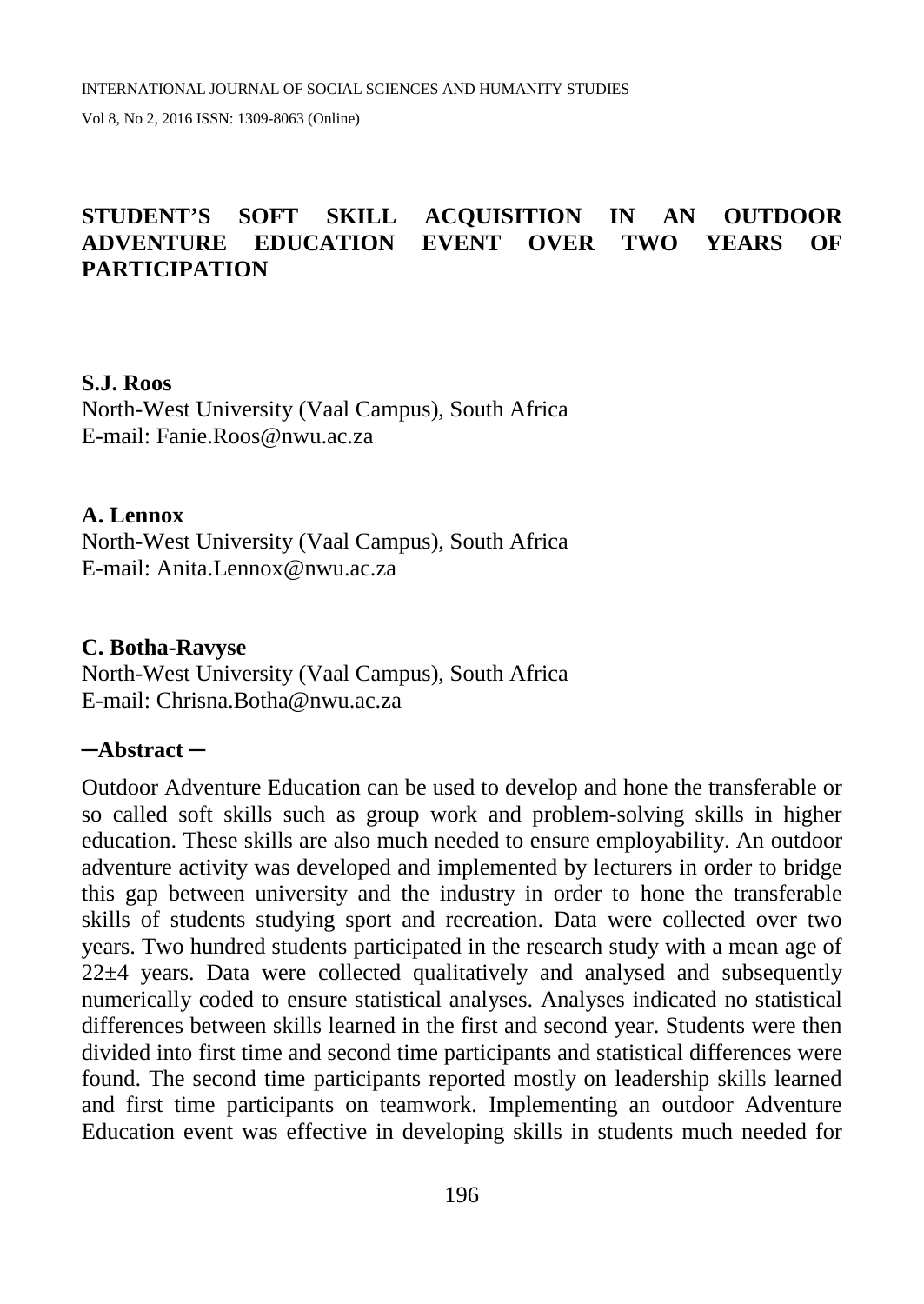# STUDENT'S SOFT SKILL ACQUISITION IN AN OUTDOOR ADVENTURE EDUCATION EVENT OVER TWO YEARS OF PARTICIPATION

**S.J. Roos**
North-West University (Vaal Campus), South Africa
E-mail: Fanie.Roos@nwu.ac.za

**A. Lennox**
North-West University (Vaal Campus), South Africa
E-mail: Anita.Lennox@nwu.ac.za

**C. Botha-Ravyse**
North-West University (Vaal Campus), South Africa
E-mail: Chrisna.Botha@nwu.ac.za

## ─Abstract ─

Outdoor Adventure Education can be used to develop and hone the transferable or so called soft skills such as group work and problem-solving skills in higher education. These skills are also much needed to ensure employability. An outdoor adventure activity was developed and implemented by lecturers in order to bridge this gap between university and the industry in order to hone the transferable skills of students studying sport and recreation. Data were collected over two years. Two hundred students participated in the research study with a mean age of 22±4 years. Data were collected qualitatively and analysed and subsequently numerically coded to ensure statistical analyses. Analyses indicated no statistical differences between skills learned in the first and second year. Students were then divided into first time and second time participants and statistical differences were found. The second time participants reported mostly on leadership skills learned and first time participants on teamwork. Implementing an outdoor Adventure Education event was effective in developing skills in students much needed for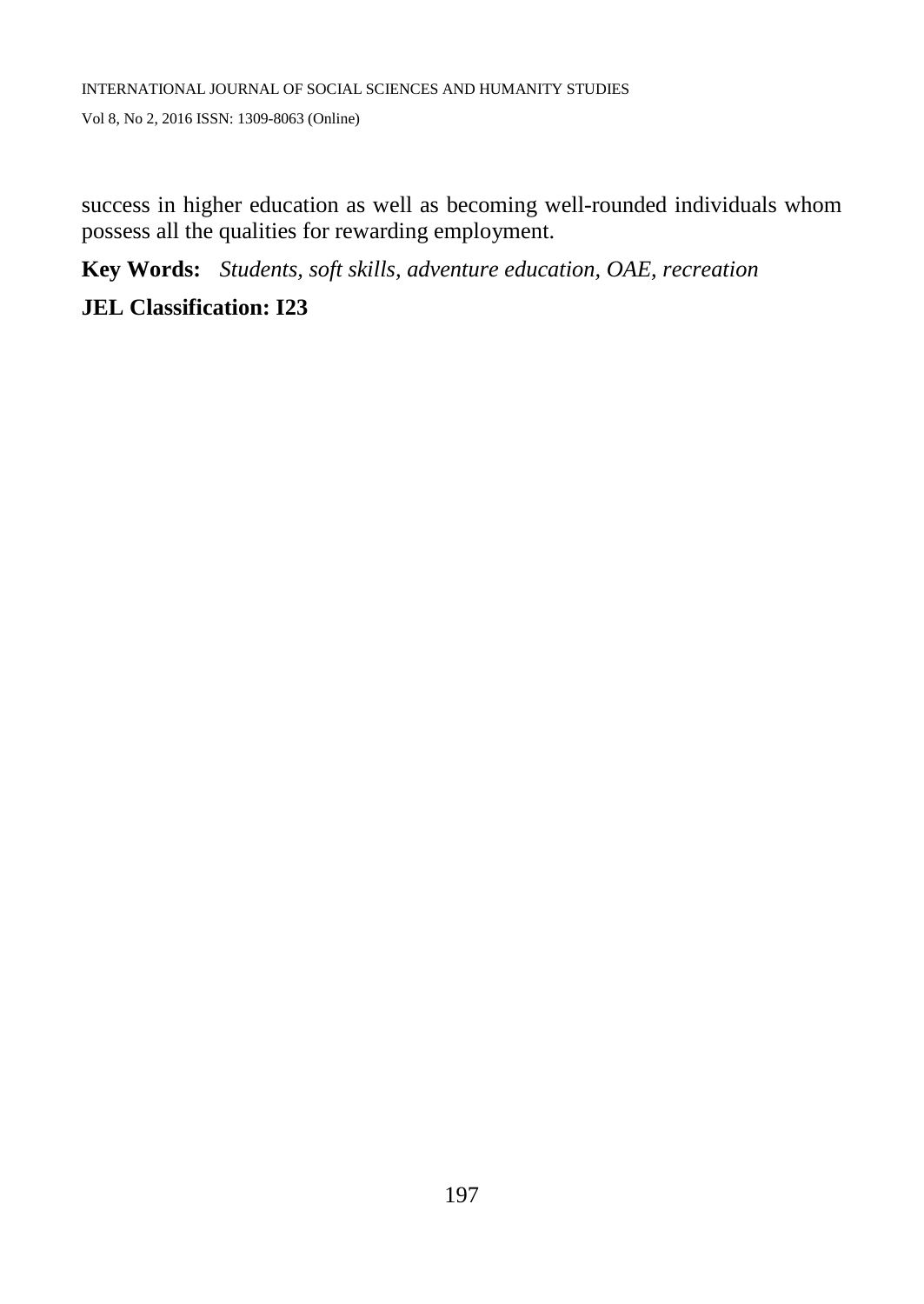success in higher education as well as becoming well-rounded individuals whom possess all the qualities for rewarding employment.

**Key Words:** *Students, soft skills, adventure education, OAE, recreation*

**JEL Classification: I23**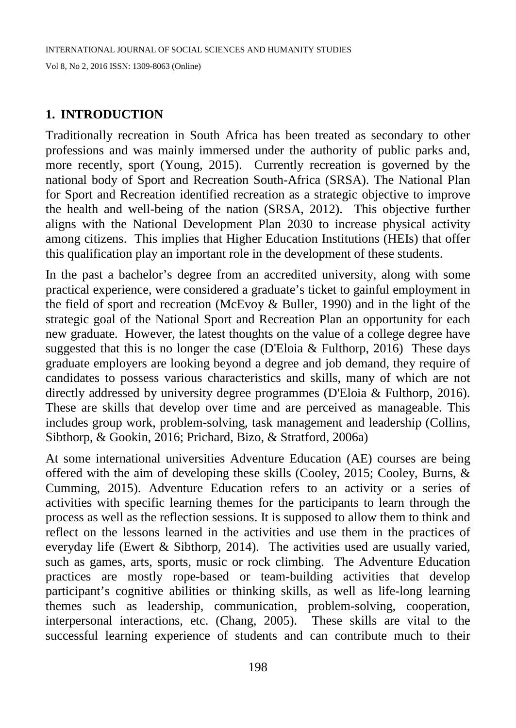## 1. INTRODUCTION

Traditionally recreation in South Africa has been treated as secondary to other professions and was mainly immersed under the authority of public parks and, more recently, sport (Young, 2015). Currently recreation is governed by the national body of Sport and Recreation South-Africa (SRSA). The National Plan for Sport and Recreation identified recreation as a strategic objective to improve the health and well-being of the nation (SRSA, 2012). This objective further aligns with the National Development Plan 2030 to increase physical activity among citizens. This implies that Higher Education Institutions (HEIs) that offer this qualification play an important role in the development of these students.

In the past a bachelor's degree from an accredited university, along with some practical experience, were considered a graduate's ticket to gainful employment in the field of sport and recreation (McEvoy & Buller, 1990) and in the light of the strategic goal of the National Sport and Recreation Plan an opportunity for each new graduate. However, the latest thoughts on the value of a college degree have suggested that this is no longer the case (D'Eloia & Fulthorp, 2016) These days graduate employers are looking beyond a degree and job demand, they require of candidates to possess various characteristics and skills, many of which are not directly addressed by university degree programmes (D'Eloia & Fulthorp, 2016). These are skills that develop over time and are perceived as manageable. This includes group work, problem-solving, task management and leadership (Collins, Sibthorp, & Gookin, 2016; Prichard, Bizo, & Stratford, 2006a)

At some international universities Adventure Education (AE) courses are being offered with the aim of developing these skills (Cooley, 2015; Cooley, Burns, & Cumming, 2015). Adventure Education refers to an activity or a series of activities with specific learning themes for the participants to learn through the process as well as the reflection sessions. It is supposed to allow them to think and reflect on the lessons learned in the activities and use them in the practices of everyday life (Ewert & Sibthorp, 2014). The activities used are usually varied, such as games, arts, sports, music or rock climbing. The Adventure Education practices are mostly rope-based or team-building activities that develop participant's cognitive abilities or thinking skills, as well as life-long learning themes such as leadership, communication, problem-solving, cooperation, interpersonal interactions, etc. (Chang, 2005). These skills are vital to the successful learning experience of students and can contribute much to their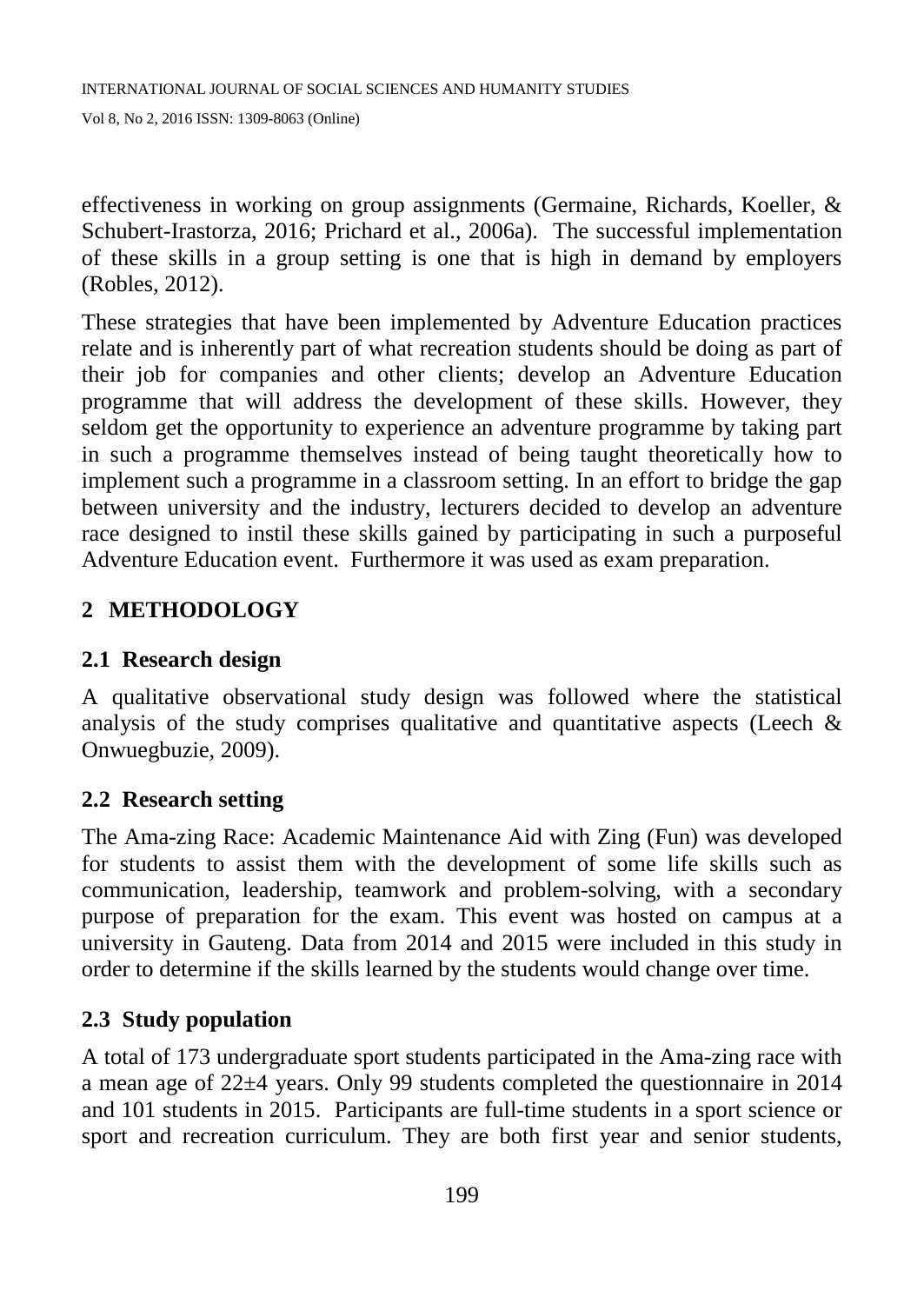effectiveness in working on group assignments (Germaine, Richards, Koeller, & Schubert-Irastorza, 2016; Prichard et al., 2006a). The successful implementation of these skills in a group setting is one that is high in demand by employers (Robles, 2012).

These strategies that have been implemented by Adventure Education practices relate and is inherently part of what recreation students should be doing as part of their job for companies and other clients; develop an Adventure Education programme that will address the development of these skills. However, they seldom get the opportunity to experience an adventure programme by taking part in such a programme themselves instead of being taught theoretically how to implement such a programme in a classroom setting. In an effort to bridge the gap between university and the industry, lecturers decided to develop an adventure race designed to instil these skills gained by participating in such a purposeful Adventure Education event. Furthermore it was used as exam preparation.

## 2 METHODOLOGY

### 2.1 Research design

A qualitative observational study design was followed where the statistical analysis of the study comprises qualitative and quantitative aspects (Leech & Onwuegbuzie, 2009).

### 2.2 Research setting

The Ama-zing Race: Academic Maintenance Aid with Zing (Fun) was developed for students to assist them with the development of some life skills such as communication, leadership, teamwork and problem-solving, with a secondary purpose of preparation for the exam. This event was hosted on campus at a university in Gauteng. Data from 2014 and 2015 were included in this study in order to determine if the skills learned by the students would change over time.

### 2.3 Study population

A total of 173 undergraduate sport students participated in the Ama-zing race with a mean age of 22±4 years. Only 99 students completed the questionnaire in 2014 and 101 students in 2015. Participants are full-time students in a sport science or sport and recreation curriculum. They are both first year and senior students,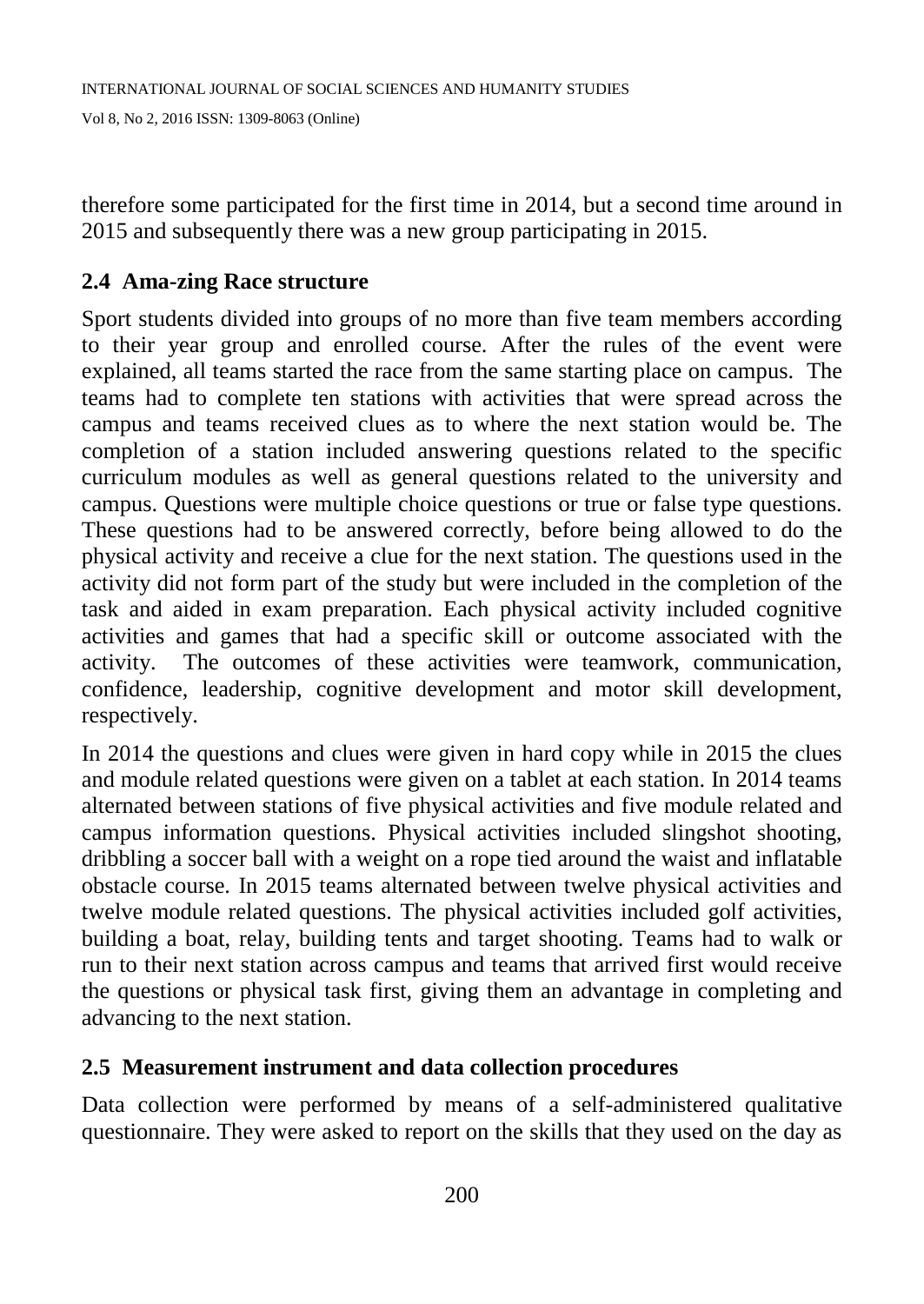therefore some participated for the first time in 2014, but a second time around in 2015 and subsequently there was a new group participating in 2015.

## 2.4 Ama-zing Race structure

Sport students divided into groups of no more than five team members according to their year group and enrolled course. After the rules of the event were explained, all teams started the race from the same starting place on campus. The teams had to complete ten stations with activities that were spread across the campus and teams received clues as to where the next station would be. The completion of a station included answering questions related to the specific curriculum modules as well as general questions related to the university and campus. Questions were multiple choice questions or true or false type questions. These questions had to be answered correctly, before being allowed to do the physical activity and receive a clue for the next station. The questions used in the activity did not form part of the study but were included in the completion of the task and aided in exam preparation. Each physical activity included cognitive activities and games that had a specific skill or outcome associated with the activity. The outcomes of these activities were teamwork, communication, confidence, leadership, cognitive development and motor skill development, respectively.

In 2014 the questions and clues were given in hard copy while in 2015 the clues and module related questions were given on a tablet at each station. In 2014 teams alternated between stations of five physical activities and five module related and campus information questions. Physical activities included slingshot shooting, dribbling a soccer ball with a weight on a rope tied around the waist and inflatable obstacle course. In 2015 teams alternated between twelve physical activities and twelve module related questions. The physical activities included golf activities, building a boat, relay, building tents and target shooting. Teams had to walk or run to their next station across campus and teams that arrived first would receive the questions or physical task first, giving them an advantage in completing and advancing to the next station.

## 2.5 Measurement instrument and data collection procedures

Data collection were performed by means of a self-administered qualitative questionnaire. They were asked to report on the skills that they used on the day as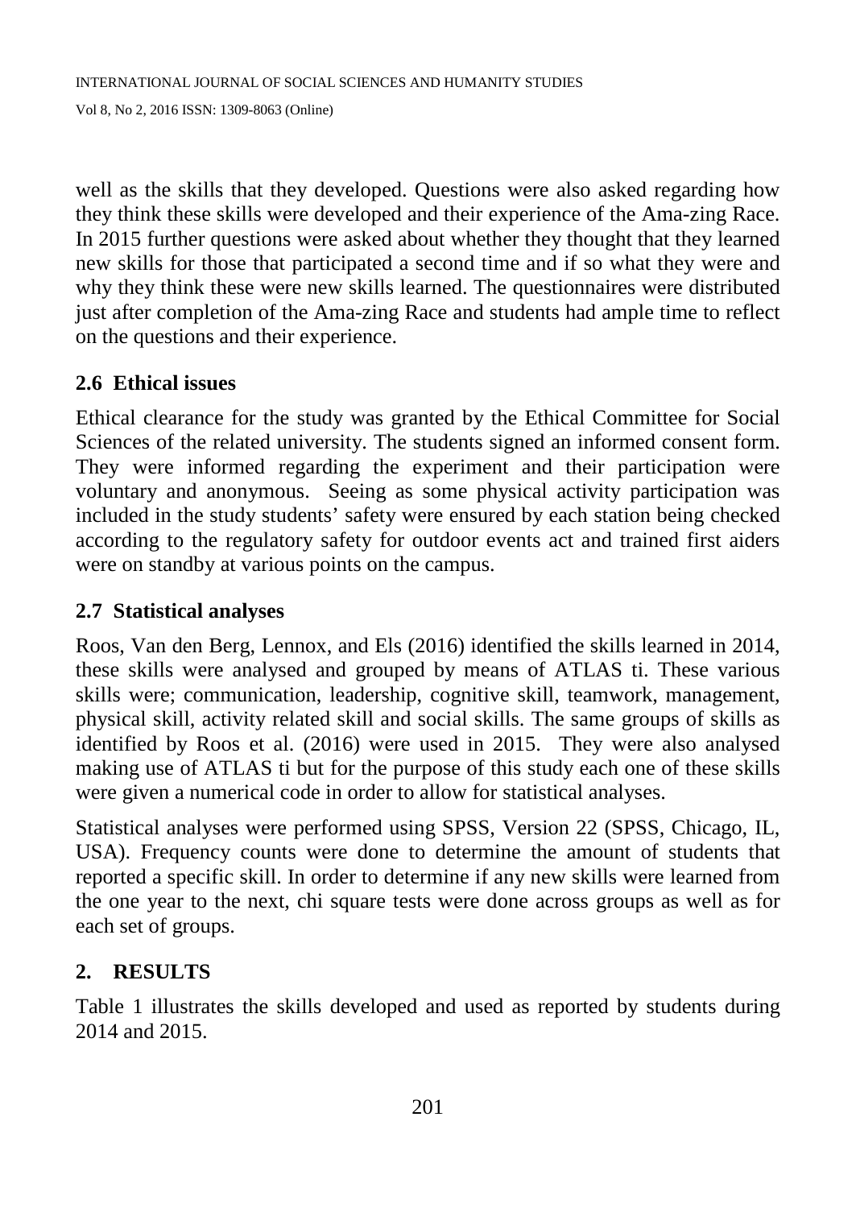well as the skills that they developed. Questions were also asked regarding how they think these skills were developed and their experience of the Ama-zing Race. In 2015 further questions were asked about whether they thought that they learned new skills for those that participated a second time and if so what they were and why they think these were new skills learned. The questionnaires were distributed just after completion of the Ama-zing Race and students had ample time to reflect on the questions and their experience.

## 2.6 Ethical issues

Ethical clearance for the study was granted by the Ethical Committee for Social Sciences of the related university. The students signed an informed consent form. They were informed regarding the experiment and their participation were voluntary and anonymous. Seeing as some physical activity participation was included in the study students' safety were ensured by each station being checked according to the regulatory safety for outdoor events act and trained first aiders were on standby at various points on the campus.

## 2.7 Statistical analyses

Roos, Van den Berg, Lennox, and Els (2016) identified the skills learned in 2014, these skills were analysed and grouped by means of ATLAS ti. These various skills were; communication, leadership, cognitive skill, teamwork, management, physical skill, activity related skill and social skills. The same groups of skills as identified by Roos et al. (2016) were used in 2015. They were also analysed making use of ATLAS ti but for the purpose of this study each one of these skills were given a numerical code in order to allow for statistical analyses.

Statistical analyses were performed using SPSS, Version 22 (SPSS, Chicago, IL, USA). Frequency counts were done to determine the amount of students that reported a specific skill. In order to determine if any new skills were learned from the one year to the next, chi square tests were done across groups as well as for each set of groups.

# 2. RESULTS

Table 1 illustrates the skills developed and used as reported by students during 2014 and 2015.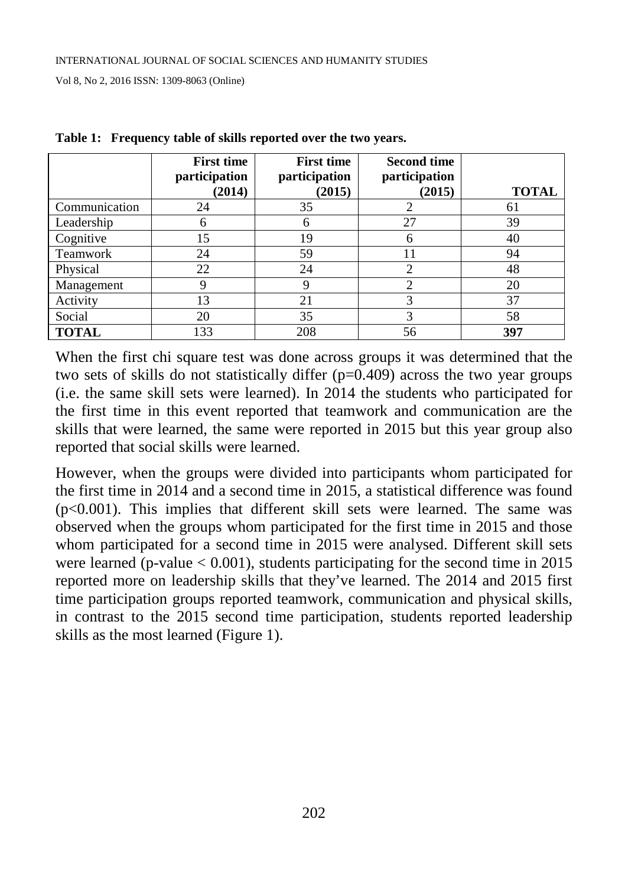**Table 1: Frequency table of skills reported over the two years.**

| | First time participation (2014) | First time participation (2015) | Second time participation (2015) | TOTAL |
|---|---|---|---|---|
| Communication | 24 | 35 | 2 | 61 |
| Leadership | 6 | 6 | 27 | 39 |
| Cognitive | 15 | 19 | 6 | 40 |
| Teamwork | 24 | 59 | 11 | 94 |
| Physical | 22 | 24 | 2 | 48 |
| Management | 9 | 9 | 2 | 20 |
| Activity | 13 | 21 | 3 | 37 |
| Social | 20 | 35 | 3 | 58 |
| **TOTAL** | 133 | 208 | 56 | **397** |

When the first chi square test was done across groups it was determined that the two sets of skills do not statistically differ ($p=0.409$) across the two year groups (i.e. the same skill sets were learned). In 2014 the students who participated for the first time in this event reported that teamwork and communication are the skills that were learned, the same were reported in 2015 but this year group also reported that social skills were learned.

However, when the groups were divided into participants whom participated for the first time in 2014 and a second time in 2015, a statistical difference was found ($p<0.001$). This implies that different skill sets were learned. The same was observed when the groups whom participated for the first time in 2015 and those whom participated for a second time in 2015 were analysed. Different skill sets were learned (p-value $< 0.001$), students participating for the second time in 2015 reported more on leadership skills that they've learned. The 2014 and 2015 first time participation groups reported teamwork, communication and physical skills, in contrast to the 2015 second time participation, students reported leadership skills as the most learned (Figure 1).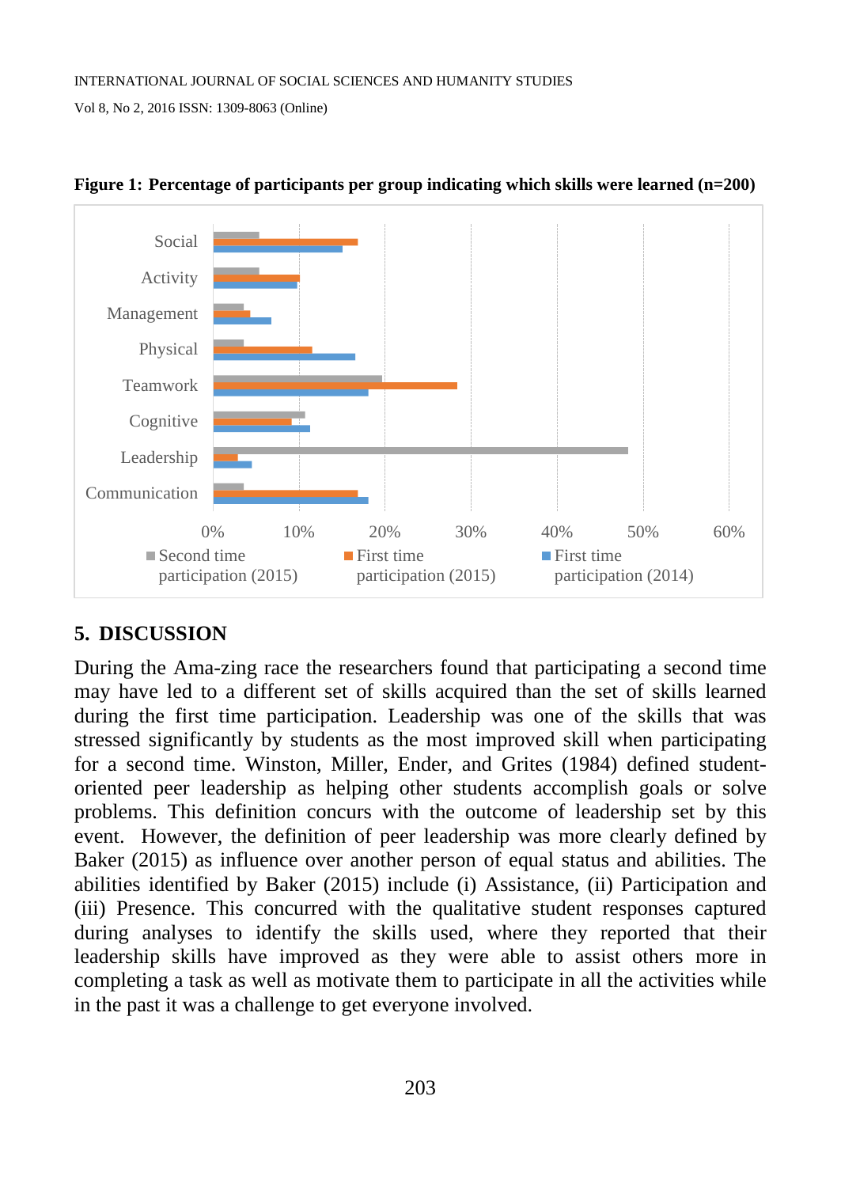**Figure 1: Percentage of participants per group indicating which skills were learned (n=200)**

## 5. DISCUSSION

During the Ama-zing race the researchers found that participating a second time may have led to a different set of skills acquired than the set of skills learned during the first time participation. Leadership was one of the skills that was stressed significantly by students as the most improved skill when participating for a second time. Winston, Miller, Ender, and Grites (1984) defined student-oriented peer leadership as helping other students accomplish goals or solve problems. This definition concurs with the outcome of leadership set by this event. However, the definition of peer leadership was more clearly defined by Baker (2015) as influence over another person of equal status and abilities. The abilities identified by Baker (2015) include (i) Assistance, (ii) Participation and (iii) Presence. This concurred with the qualitative student responses captured during analyses to identify the skills used, where they reported that their leadership skills have improved as they were able to assist others more in completing a task as well as motivate them to participate in all the activities while in the past it was a challenge to get everyone involved.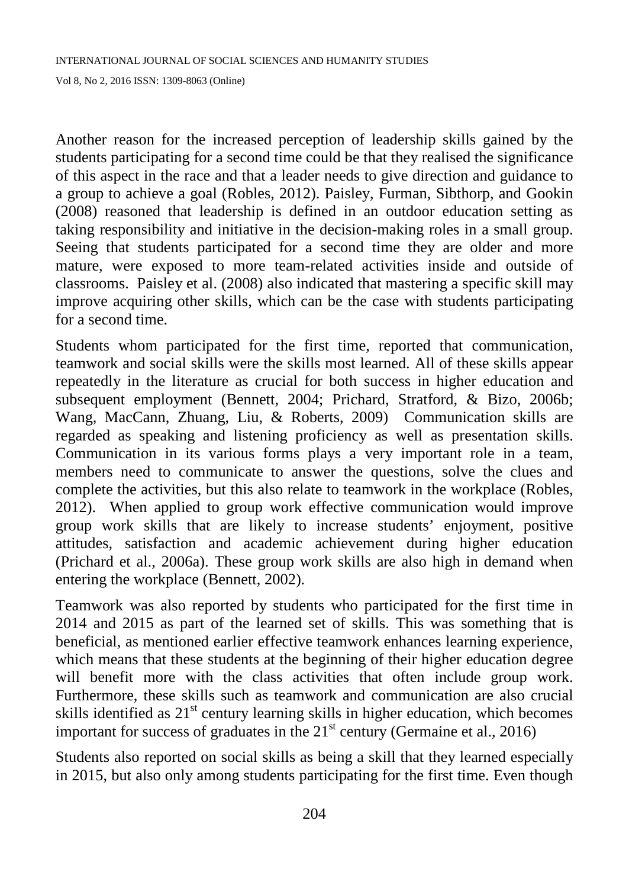Another reason for the increased perception of leadership skills gained by the students participating for a second time could be that they realised the significance of this aspect in the race and that a leader needs to give direction and guidance to a group to achieve a goal (Robles, 2012). Paisley, Furman, Sibthorp, and Gookin (2008) reasoned that leadership is defined in an outdoor education setting as taking responsibility and initiative in the decision-making roles in a small group. Seeing that students participated for a second time they are older and more mature, were exposed to more team-related activities inside and outside of classrooms. Paisley et al. (2008) also indicated that mastering a specific skill may improve acquiring other skills, which can be the case with students participating for a second time.

Students whom participated for the first time, reported that communication, teamwork and social skills were the skills most learned. All of these skills appear repeatedly in the literature as crucial for both success in higher education and subsequent employment (Bennett, 2004; Prichard, Stratford, & Bizo, 2006b; Wang, MacCann, Zhuang, Liu, & Roberts, 2009) Communication skills are regarded as speaking and listening proficiency as well as presentation skills. Communication in its various forms plays a very important role in a team, members need to communicate to answer the questions, solve the clues and complete the activities, but this also relate to teamwork in the workplace (Robles, 2012). When applied to group work effective communication would improve group work skills that are likely to increase students' enjoyment, positive attitudes, satisfaction and academic achievement during higher education (Prichard et al., 2006a). These group work skills are also high in demand when entering the workplace (Bennett, 2002).

Teamwork was also reported by students who participated for the first time in 2014 and 2015 as part of the learned set of skills. This was something that is beneficial, as mentioned earlier effective teamwork enhances learning experience, which means that these students at the beginning of their higher education degree will benefit more with the class activities that often include group work. Furthermore, these skills such as teamwork and communication are also crucial skills identified as 21st century learning skills in higher education, which becomes important for success of graduates in the 21st century (Germaine et al., 2016)

Students also reported on social skills as being a skill that they learned especially in 2015, but also only among students participating for the first time. Even though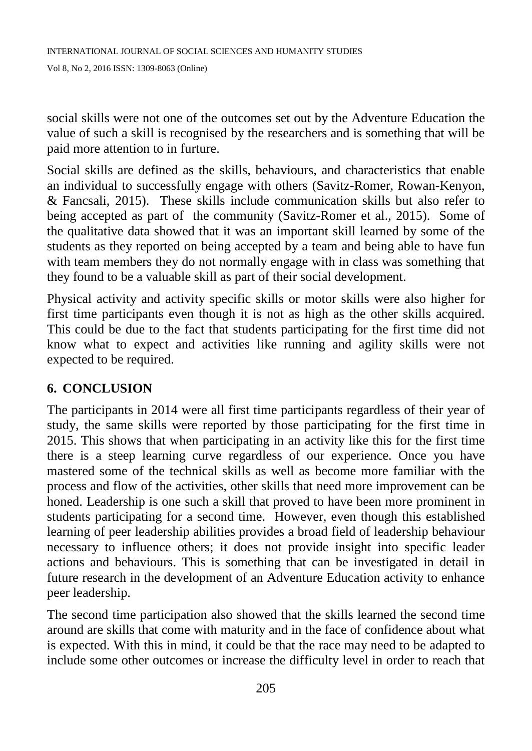social skills were not one of the outcomes set out by the Adventure Education the value of such a skill is recognised by the researchers and is something that will be paid more attention to in furture.

Social skills are defined as the skills, behaviours, and characteristics that enable an individual to successfully engage with others (Savitz-Romer, Rowan-Kenyon, & Fancsali, 2015). These skills include communication skills but also refer to being accepted as part of the community (Savitz-Romer et al., 2015). Some of the qualitative data showed that it was an important skill learned by some of the students as they reported on being accepted by a team and being able to have fun with team members they do not normally engage with in class was something that they found to be a valuable skill as part of their social development.

Physical activity and activity specific skills or motor skills were also higher for first time participants even though it is not as high as the other skills acquired. This could be due to the fact that students participating for the first time did not know what to expect and activities like running and agility skills were not expected to be required.

## 6. CONCLUSION

The participants in 2014 were all first time participants regardless of their year of study, the same skills were reported by those participating for the first time in 2015. This shows that when participating in an activity like this for the first time there is a steep learning curve regardless of our experience. Once you have mastered some of the technical skills as well as become more familiar with the process and flow of the activities, other skills that need more improvement can be honed. Leadership is one such a skill that proved to have been more prominent in students participating for a second time. However, even though this established learning of peer leadership abilities provides a broad field of leadership behaviour necessary to influence others; it does not provide insight into specific leader actions and behaviours. This is something that can be investigated in detail in future research in the development of an Adventure Education activity to enhance peer leadership.

The second time participation also showed that the skills learned the second time around are skills that come with maturity and in the face of confidence about what is expected. With this in mind, it could be that the race may need to be adapted to include some other outcomes or increase the difficulty level in order to reach that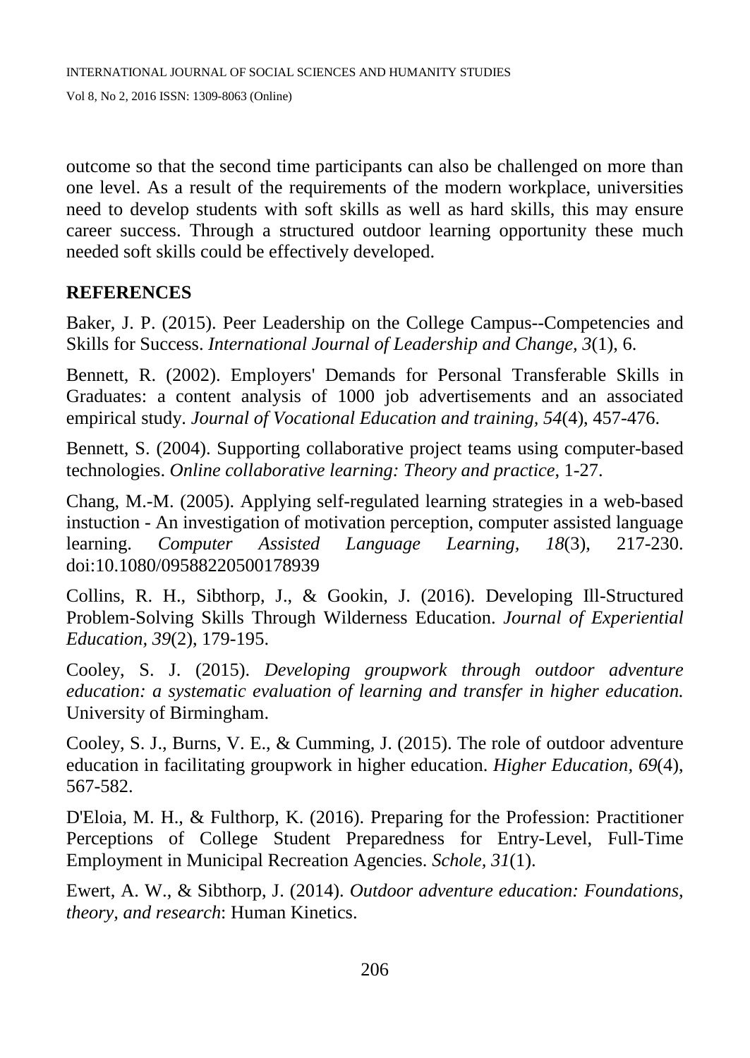outcome so that the second time participants can also be challenged on more than one level. As a result of the requirements of the modern workplace, universities need to develop students with soft skills as well as hard skills, this may ensure career success. Through a structured outdoor learning opportunity these much needed soft skills could be effectively developed.

## REFERENCES

Baker, J. P. (2015). Peer Leadership on the College Campus--Competencies and Skills for Success. *International Journal of Leadership and Change, 3*(1), 6.

Bennett, R. (2002). Employers' Demands for Personal Transferable Skills in Graduates: a content analysis of 1000 job advertisements and an associated empirical study. *Journal of Vocational Education and training, 54*(4), 457-476.

Bennett, S. (2004). Supporting collaborative project teams using computer-based technologies. *Online collaborative learning: Theory and practice*, 1-27.

Chang, M.-M. (2005). Applying self-regulated learning strategies in a web-based instuction - An investigation of motivation perception, computer assisted language learning. *Computer Assisted Language Learning, 18*(3), 217-230. doi:10.1080/09588220500178939

Collins, R. H., Sibthorp, J., & Gookin, J. (2016). Developing Ill-Structured Problem-Solving Skills Through Wilderness Education. *Journal of Experiential Education, 39*(2), 179-195.

Cooley, S. J. (2015). *Developing groupwork through outdoor adventure education: a systematic evaluation of learning and transfer in higher education.* University of Birmingham.

Cooley, S. J., Burns, V. E., & Cumming, J. (2015). The role of outdoor adventure education in facilitating groupwork in higher education. *Higher Education, 69*(4), 567-582.

D'Eloia, M. H., & Fulthorp, K. (2016). Preparing for the Profession: Practitioner Perceptions of College Student Preparedness for Entry-Level, Full-Time Employment in Municipal Recreation Agencies. *Schole, 31*(1).

Ewert, A. W., & Sibthorp, J. (2014). *Outdoor adventure education: Foundations, theory, and research*: Human Kinetics.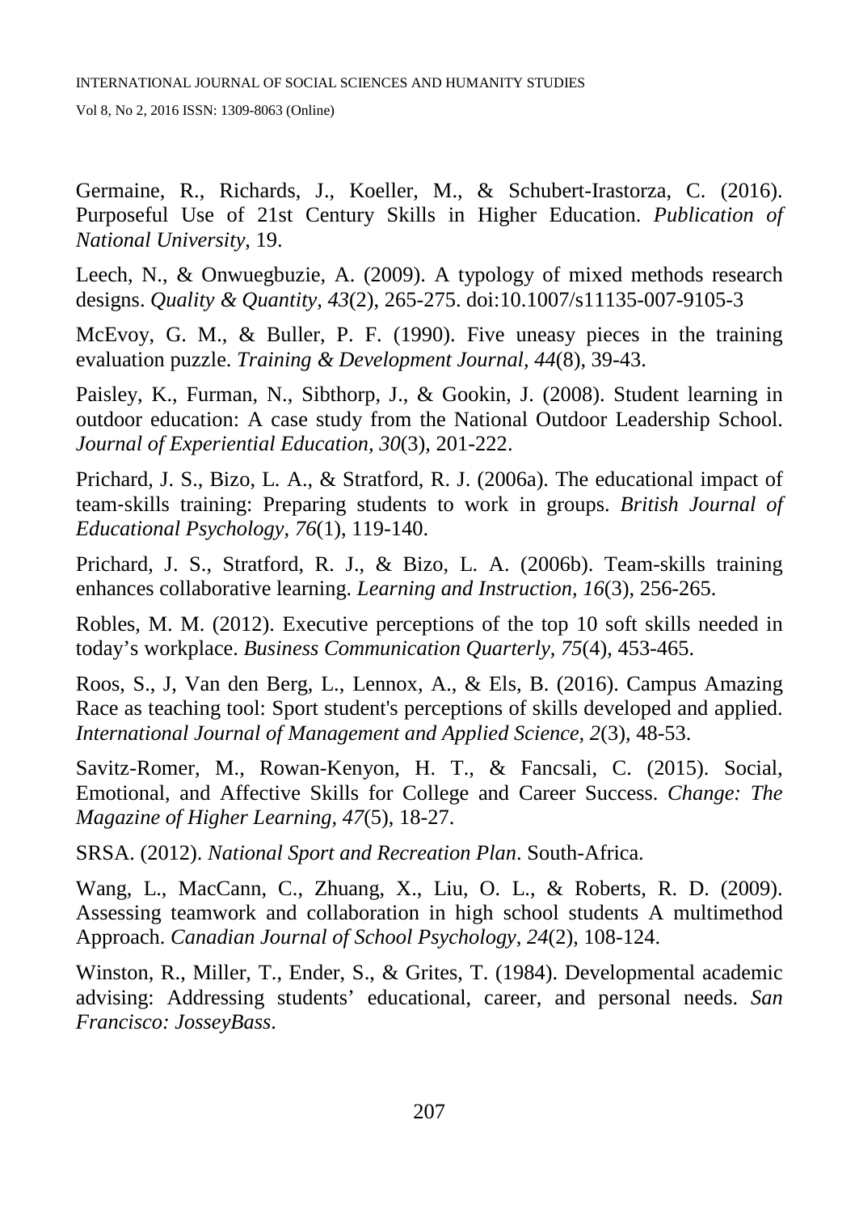Germaine, R., Richards, J., Koeller, M., & Schubert-Irastorza, C. (2016). Purposeful Use of 21st Century Skills in Higher Education. *Publication of National University*, 19.

Leech, N., & Onwuegbuzie, A. (2009). A typology of mixed methods research designs. *Quality & Quantity, 43*(2), 265-275. doi:10.1007/s11135-007-9105-3

McEvoy, G. M., & Buller, P. F. (1990). Five uneasy pieces in the training evaluation puzzle. *Training & Development Journal, 44*(8), 39-43.

Paisley, K., Furman, N., Sibthorp, J., & Gookin, J. (2008). Student learning in outdoor education: A case study from the National Outdoor Leadership School. *Journal of Experiential Education, 30*(3), 201-222.

Prichard, J. S., Bizo, L. A., & Stratford, R. J. (2006a). The educational impact of team-skills training: Preparing students to work in groups. *British Journal of Educational Psychology, 76*(1), 119-140.

Prichard, J. S., Stratford, R. J., & Bizo, L. A. (2006b). Team-skills training enhances collaborative learning. *Learning and Instruction, 16*(3), 256-265.

Robles, M. M. (2012). Executive perceptions of the top 10 soft skills needed in today's workplace. *Business Communication Quarterly, 75*(4), 453-465.

Roos, S., J, Van den Berg, L., Lennox, A., & Els, B. (2016). Campus Amazing Race as teaching tool: Sport student's perceptions of skills developed and applied. *International Journal of Management and Applied Science, 2*(3), 48-53.

Savitz-Romer, M., Rowan-Kenyon, H. T., & Fancsali, C. (2015). Social, Emotional, and Affective Skills for College and Career Success. *Change: The Magazine of Higher Learning, 47*(5), 18-27.

SRSA. (2012). *National Sport and Recreation Plan*. South-Africa.

Wang, L., MacCann, C., Zhuang, X., Liu, O. L., & Roberts, R. D. (2009). Assessing teamwork and collaboration in high school students A multimethod Approach. *Canadian Journal of School Psychology, 24*(2), 108-124.

Winston, R., Miller, T., Ender, S., & Grites, T. (1984). Developmental academic advising: Addressing students' educational, career, and personal needs. *San Francisco: JosseyBass*.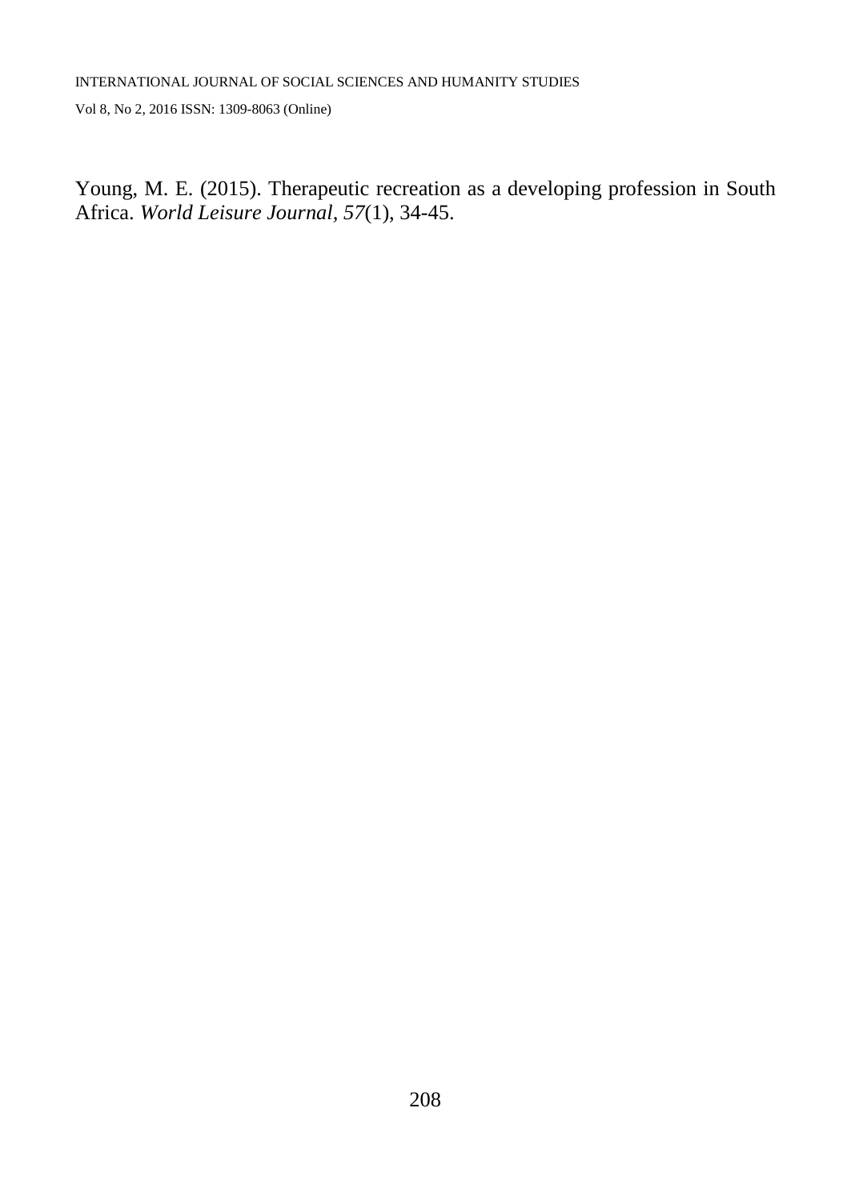Young, M. E. (2015). Therapeutic recreation as a developing profession in South Africa. *World Leisure Journal, 57*(1), 34-45.